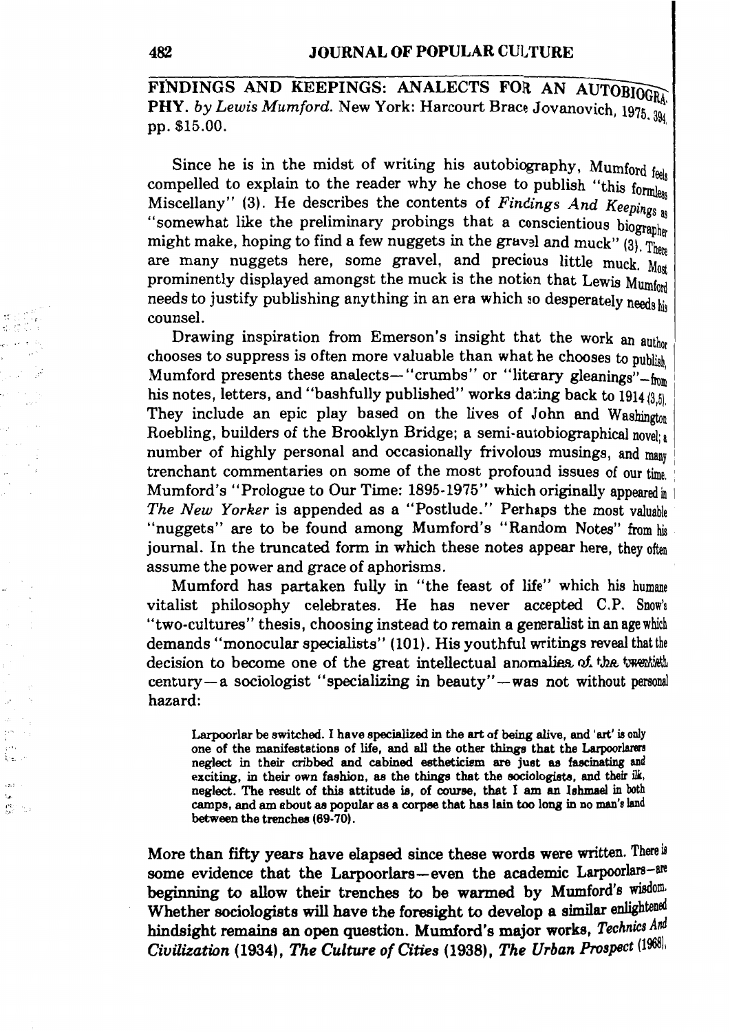**FINDINGS AND KEEPINGS: ANALECTS FOR AN AUTOBIOGRAPHY.** *by Lewis Mumford.* New York: Harcourt Brace Jovanovich, 1975. 394 pp. $15.00.

Since he is in the midst of writing his autobiography, Mumford feels compelled to explain to the reader why he chose to publish "this formless Miscellany" (3). He describes the contents of *Findings And Keepings* as "somewhat like the preliminary probings that a conscientious biographer might make, hoping to find a few nuggets in the gravel and muck" (3). There are many nuggets here, some gravel, and precious little muck. Most prominently displayed amongst the muck is the notion that Lewis Mumford needs to justify publishing anything in an era which so desperately needs his counsel.

Drawing inspiration from Emerson's insight that the work an author chooses to suppress is often more valuable than what he chooses to publish, Mumford presents these analects—"crumbs" or "literary gleanings"—from his notes, letters, and "bashfully published" works dating back to 1914 (3,5). They include an epic play based on the lives of John and Washington Roebling, builders of the Brooklyn Bridge; a semi-autobiographical novel; a number of highly personal and occasionally frivolous musings, and many trenchant commentaries on some of the most profound issues of our time. Mumford's "Prologue to Our Time: 1895-1975" which originally appeared in *The New Yorker* is appended as a "Postlude." Perhaps the most valuable "nuggets" are to be found among Mumford's "Random Notes" from his journal. In the truncated form in which these notes appear here, they often assume the power and grace of aphorisms.

Mumford has partaken fully in "the feast of life" which his humane vitalist philosophy celebrates. He has never accepted C.P. Snow's "two-cultures" thesis, choosing instead to remain a generalist in an age which demands "monocular specialists" (101). His youthful writings reveal that the decision to become one of the great intellectual anomalies of the twentieth century—a sociologist "specializing in beauty"—was not without personal hazard:

> Larpoorlar be switched. I have specialized in the art of being alive, and 'art' is only one of the manifestations of life, and all the other things that the Larpoorlarers neglect in their cribbed and cabined estheticism are just as fascinating and exciting, in their own fashion, as the things that the sociologists, and their ilk, neglect. The result of this attitude is, of course, that I am an Ishmael in both camps, and am about as popular as a corpse that has lain too long in no man's land between the trenches (69-70).

More than fifty years have elapsed since these words were written. There is some evidence that the Larpoorlars—even the academic Larpoorlars—are beginning to allow their trenches to be warmed by Mumford's wisdom. Whether sociologists will have the foresight to develop a similar enlightened hindsight remains an open question. Mumford's major works, *Technics And Civilization* (1934), *The Culture of Cities* (1938), *The Urban Prospect* (1968),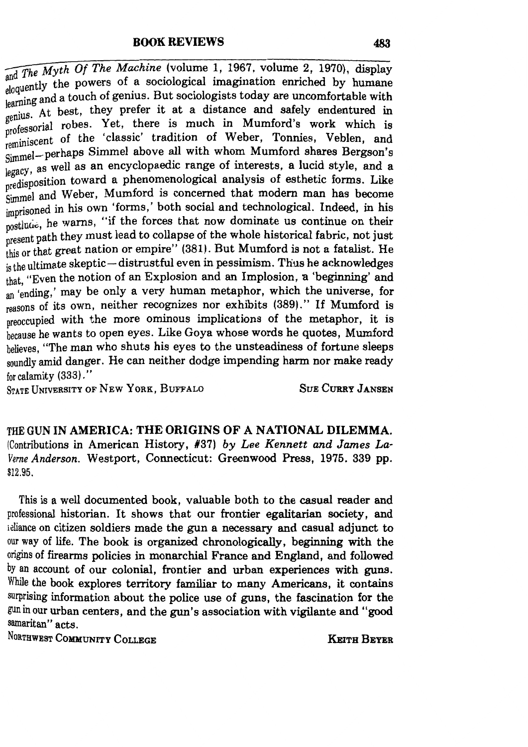and *The Myth Of The Machine* (volume 1, 1967, volume 2, 1970), display eloquently the powers of a sociological imagination enriched by humane learning and a touch of genius. But sociologists today are uncomfortable with genius. At best, they prefer it at a distance and safely endentured in professorial robes. Yet, there is much in Mumford's work which is reminiscent of the 'classic' tradition of Weber, Tonnies, Veblen, and Simmel—perhaps Simmel above all with whom Mumford shares Bergson's legacy, as well as an encyclopaedic range of interests, a lucid style, and a predisposition toward a phenomenological analysis of esthetic forms. Like Simmel and Weber, Mumford is concerned that modern man has become imprisoned in his own 'forms,' both social and technological. Indeed, in his postlude, he warns, "if the forces that now dominate us continue on their present path they must lead to collapse of the whole historical fabric, not just this or that great nation or empire" (381). But Mumford is not a fatalist. He is the ultimate skeptic—distrustful even in pessimism. Thus he acknowledges that, "Even the notion of an Explosion and an Implosion, a 'beginning' and an 'ending,' may be only a very human metaphor, which the universe, for reasons of its own, neither recognizes nor exhibits (389)." If Mumford is preoccupied with the more ominous implications of the metaphor, it is because he wants to open eyes. Like Goya whose words he quotes, Mumford believes, "The man who shuts his eyes to the unsteadiness of fortune sleeps soundly amid danger. He can neither dodge impending harm nor make ready for calamity (333)."

STATE UNIVERSITY OF NEW YORK, BUFFALO — SUE CURRY JANSEN

**THE GUN IN AMERICA: THE ORIGINS OF A NATIONAL DILEMMA.** (Contributions in American History, #37) *by Lee Kennett and James La-Verne Anderson.* Westport, Connecticut: Greenwood Press, 1975. 339 pp. $12.95.

This is a well documented book, valuable both to the casual reader and professional historian. It shows that our frontier egalitarian society, and reliance on citizen soldiers made the gun a necessary and casual adjunct to our way of life. The book is organized chronologically, beginning with the origins of firearms policies in monarchial France and England, and followed by an account of our colonial, frontier and urban experiences with guns. While the book explores territory familiar to many Americans, it contains surprising information about the police use of guns, the fascination for the gun in our urban centers, and the gun's association with vigilante and "good samaritan" acts.

NORTHWEST COMMUNITY COLLEGE — KEITH BEYER